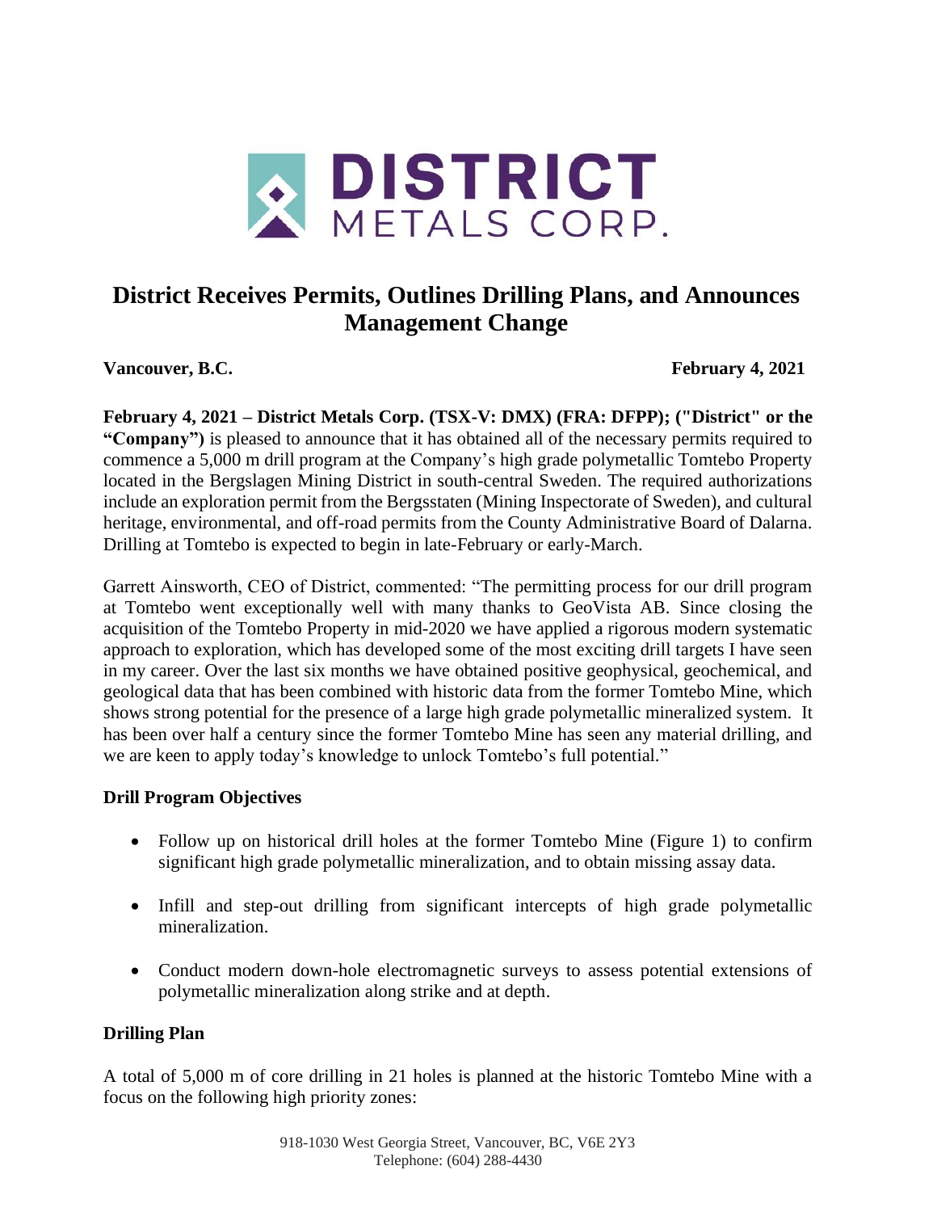**DISTRICT**
METALS CORP.

# District Receives Permits, Outlines Drilling Plans, and Announces Management Change

**Vancouver, B.C.** **February 4, 2021**

**February 4, 2021 – District Metals Corp. (TSX-V: DMX) (FRA: DFPP); ("District" or the "Company")** is pleased to announce that it has obtained all of the necessary permits required to commence a 5,000 m drill program at the Company's high grade polymetallic Tomtebo Property located in the Bergslagen Mining District in south-central Sweden. The required authorizations include an exploration permit from the Bergsstaten (Mining Inspectorate of Sweden), and cultural heritage, environmental, and off-road permits from the County Administrative Board of Dalarna. Drilling at Tomtebo is expected to begin in late-February or early-March.

Garrett Ainsworth, CEO of District, commented: "The permitting process for our drill program at Tomtebo went exceptionally well with many thanks to GeoVista AB. Since closing the acquisition of the Tomtebo Property in mid-2020 we have applied a rigorous modern systematic approach to exploration, which has developed some of the most exciting drill targets I have seen in my career. Over the last six months we have obtained positive geophysical, geochemical, and geological data that has been combined with historic data from the former Tomtebo Mine, which shows strong potential for the presence of a large high grade polymetallic mineralized system. It has been over half a century since the former Tomtebo Mine has seen any material drilling, and we are keen to apply today's knowledge to unlock Tomtebo's full potential."

## Drill Program Objectives

- Follow up on historical drill holes at the former Tomtebo Mine (Figure 1) to confirm significant high grade polymetallic mineralization, and to obtain missing assay data.
- Infill and step-out drilling from significant intercepts of high grade polymetallic mineralization.
- Conduct modern down-hole electromagnetic surveys to assess potential extensions of polymetallic mineralization along strike and at depth.

## Drilling Plan

A total of 5,000 m of core drilling in 21 holes is planned at the historic Tomtebo Mine with a focus on the following high priority zones: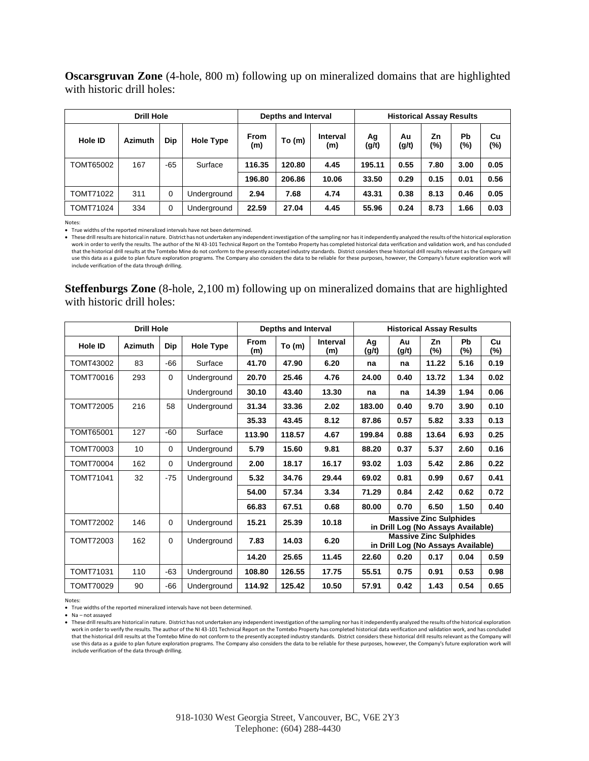**Oscarsgruvan Zone** (4-hole, 800 m) following up on mineralized domains that are highlighted with historic drill holes:

| Drill Hole | | | | Depths and Interval | | | Historical Assay Results | | | | |
|---|---|---|---|---|---|---|---|---|---|---|---|
| Hole ID | Azimuth | Dip | Hole Type | From (m) | To (m) | Interval (m) | Ag (g/t) | Au (g/t) | Zn (%) | Pb (%) | Cu (%) |
| TOMT65002 | 167 | -65 | Surface | **116.35** | **120.80** | **4.45** | **195.11** | **0.55** | **7.80** | **3.00** | **0.05** |
| | | | | **196.80** | **206.86** | **10.06** | **33.50** | **0.29** | **0.15** | **0.01** | **0.56** |
| TOMT71022 | 311 | 0 | Underground | **2.94** | **7.68** | **4.74** | **43.31** | **0.38** | **8.13** | **0.46** | **0.05** |
| TOMT71024 | 334 | 0 | Underground | **22.59** | **27.04** | **4.45** | **55.96** | **0.24** | **8.73** | **1.66** | **0.03** |

Notes:

- True widths of the reported mineralized intervals have not been determined.
- These drill results are historical in nature. District has not undertaken any independent investigation of the sampling nor has it independently analyzed the results of the historical exploration work in order to verify the results. The author of the NI 43-101 Technical Report on the Tomtebo Property has completed historical data verification and validation work, and has concluded that the historical drill results at the Tomtebo Mine do not conform to the presently accepted industry standards. District considers these historical drill results relevant as the Company will use this data as a guide to plan future exploration programs. The Company also considers the data to be reliable for these purposes, however, the Company's future exploration work will include verification of the data through drilling.

**Steffenburgs Zone** (8-hole, 2,100 m) following up on mineralized domains that are highlighted with historic drill holes:

| Drill Hole | | | | Depths and Interval | | | Historical Assay Results | | | | |
|---|---|---|---|---|---|---|---|---|---|---|---|
| Hole ID | Azimuth | Dip | Hole Type | From (m) | To (m) | Interval (m) | Ag (g/t) | Au (g/t) | Zn (%) | Pb (%) | Cu (%) |
| TOMT43002 | 83 | -66 | Surface | **41.70** | **47.90** | **6.20** | **na** | **na** | **11.22** | **5.16** | **0.19** |
| TOMT70016 | 293 | 0 | Underground | **20.70** | **25.46** | **4.76** | **24.00** | **0.40** | **13.72** | **1.34** | **0.02** |
| | | | Underground | **30.10** | **43.40** | **13.30** | **na** | **na** | **14.39** | **1.94** | **0.06** |
| TOMT72005 | 216 | 58 | Underground | **31.34** | **33.36** | **2.02** | **183.00** | **0.40** | **9.70** | **3.90** | **0.10** |
| | | | | **35.33** | **43.45** | **8.12** | **87.86** | **0.57** | **5.82** | **3.33** | **0.13** |
| TOMT65001 | 127 | -60 | Surface | **113.90** | **118.57** | **4.67** | **199.84** | **0.88** | **13.64** | **6.93** | **0.25** |
| TOMT70003 | 10 | 0 | Underground | **5.79** | **15.60** | **9.81** | **88.20** | **0.37** | **5.37** | **2.60** | **0.16** |
| TOMT70004 | 162 | 0 | Underground | **2.00** | **18.17** | **16.17** | **93.02** | **1.03** | **5.42** | **2.86** | **0.22** |
| TOMT71041 | 32 | -75 | Underground | **5.32** | **34.76** | **29.44** | **69.02** | **0.81** | **0.99** | **0.67** | **0.41** |
| | | | | **54.00** | **57.34** | **3.34** | **71.29** | **0.84** | **2.42** | **0.62** | **0.72** |
| | | | | **66.83** | **67.51** | **0.68** | **80.00** | **0.70** | **6.50** | **1.50** | **0.40** |
| TOMT72002 | 146 | 0 | Underground | **15.21** | **25.39** | **10.18** | **Massive Zinc Sulphides in Drill Log (No Assays Available)** | | | | |
| TOMT72003 | 162 | 0 | Underground | **7.83** | **14.03** | **6.20** | **Massive Zinc Sulphides in Drill Log (No Assays Available)** | | | | |
| | | | | **14.20** | **25.65** | **11.45** | **22.60** | **0.20** | **0.17** | **0.04** | **0.59** |
| TOMT71031 | 110 | -63 | Underground | **108.80** | **126.55** | **17.75** | **55.51** | **0.75** | **0.91** | **0.53** | **0.98** |
| TOMT70029 | 90 | -66 | Underground | **114.92** | **125.42** | **10.50** | **57.91** | **0.42** | **1.43** | **0.54** | **0.65** |

Notes:

- True widths of the reported mineralized intervals have not been determined.
- Na – not assayed
- These drill results are historical in nature. District has not undertaken any independent investigation of the sampling nor has it independently analyzed the results of the historical exploration work in order to verify the results. The author of the NI 43-101 Technical Report on the Tomtebo Property has completed historical data verification and validation work, and has concluded that the historical drill results at the Tomtebo Mine do not conform to the presently accepted industry standards. District considers these historical drill results relevant as the Company will use this data as a guide to plan future exploration programs. The Company also considers the data to be reliable for these purposes, however, the Company's future exploration work will include verification of the data through drilling.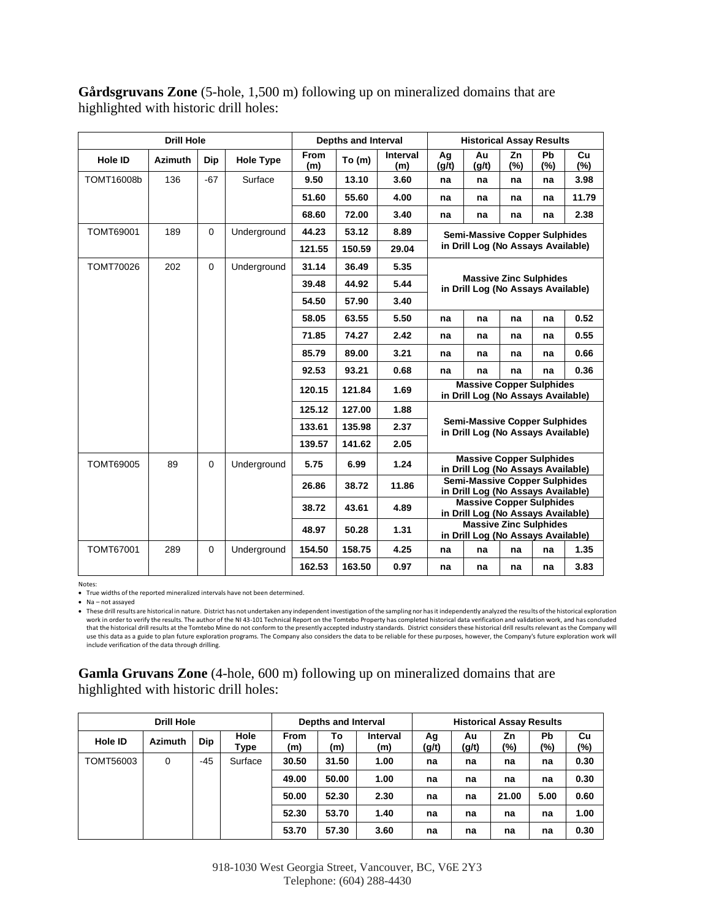**Gårdsgruvans Zone** (5-hole, 1,500 m) following up on mineralized domains that are highlighted with historic drill holes:

| Drill Hole | | | | Depths and Interval | | | Historical Assay Results | | | | |
|---|---|---|---|---|---|---|---|---|---|---|---|
| Hole ID | Azimuth | Dip | Hole Type | From (m) | To (m) | Interval (m) | Ag (g/t) | Au (g/t) | Zn (%) | Pb (%) | Cu (%) |
| TOMT16008b | 136 | -67 | Surface | **9.50** | **13.10** | **3.60** | **na** | **na** | **na** | **na** | **3.98** |
| | | | | **51.60** | **55.60** | **4.00** | **na** | **na** | **na** | **na** | **11.79** |
| | | | | **68.60** | **72.00** | **3.40** | **na** | **na** | **na** | **na** | **2.38** |
| TOMT69001 | 189 | 0 | Underground | **44.23** | **53.12** | **8.89** | **Semi-Massive Copper Sulphides in Drill Log (No Assays Available)** | | | | |
| | | | | **121.55** | **150.59** | **29.04** | | | | | |
| TOMT70026 | 202 | 0 | Underground | **31.14** | **36.49** | **5.35** | **Massive Zinc Sulphides in Drill Log (No Assays Available)** | | | | |
| | | | | **39.48** | **44.92** | **5.44** | | | | | |
| | | | | **54.50** | **57.90** | **3.40** | | | | | |
| | | | | **58.05** | **63.55** | **5.50** | **na** | **na** | **na** | **na** | **0.52** |
| | | | | **71.85** | **74.27** | **2.42** | **na** | **na** | **na** | **na** | **0.55** |
| | | | | **85.79** | **89.00** | **3.21** | **na** | **na** | **na** | **na** | **0.66** |
| | | | | **92.53** | **93.21** | **0.68** | **na** | **na** | **na** | **na** | **0.36** |
| | | | | **120.15** | **121.84** | **1.69** | **Massive Copper Sulphides in Drill Log (No Assays Available)** | | | | |
| | | | | **125.12** | **127.00** | **1.88** | **Semi-Massive Copper Sulphides in Drill Log (No Assays Available)** | | | | |
| | | | | **133.61** | **135.98** | **2.37** | | | | | |
| | | | | **139.57** | **141.62** | **2.05** | | | | | |
| TOMT69005 | 89 | 0 | Underground | **5.75** | **6.99** | **1.24** | **Massive Copper Sulphides in Drill Log (No Assays Available)** | | | | |
| | | | | **26.86** | **38.72** | **11.86** | **Semi-Massive Copper Sulphides in Drill Log (No Assays Available)** | | | | |
| | | | | **38.72** | **43.61** | **4.89** | **Massive Copper Sulphides in Drill Log (No Assays Available)** | | | | |
| | | | | **48.97** | **50.28** | **1.31** | **Massive Zinc Sulphides in Drill Log (No Assays Available)** | | | | |
| TOMT67001 | 289 | 0 | Underground | **154.50** | **158.75** | **4.25** | **na** | **na** | **na** | **na** | **1.35** |
| | | | | **162.53** | **163.50** | **0.97** | **na** | **na** | **na** | **na** | **3.83** |

Notes:

- True widths of the reported mineralized intervals have not been determined.
- Na – not assayed
- These drill results are historical in nature. District has not undertaken any independent investigation of the sampling nor has it independently analyzed the results of the historical exploration work in order to verify the results. The author of the NI 43-101 Technical Report on the Tomtebo Property has completed historical data verification and validation work, and has concluded that the historical drill results at the Tomtebo Mine do not conform to the presently accepted industry standards. District considers these historical drill results relevant as the Company will use this data as a guide to plan future exploration programs. The Company also considers the data to be reliable for these purposes, however, the Company's future exploration work will include verification of the data through drilling.

**Gamla Gruvans Zone** (4-hole, 600 m) following up on mineralized domains that are highlighted with historic drill holes:

| Drill Hole | | | | Depths and Interval | | | Historical Assay Results | | | | |
|---|---|---|---|---|---|---|---|---|---|---|---|
| Hole ID | Azimuth | Dip | Hole Type | From (m) | To (m) | Interval (m) | Ag (g/t) | Au (g/t) | Zn (%) | Pb (%) | Cu (%) |
| TOMT56003 | 0 | -45 | Surface | **30.50** | **31.50** | **1.00** | **na** | **na** | **na** | **na** | **0.30** |
| | | | | **49.00** | **50.00** | **1.00** | **na** | **na** | **na** | **na** | **0.30** |
| | | | | **50.00** | **52.30** | **2.30** | **na** | **na** | **21.00** | **5.00** | **0.60** |
| | | | | **52.30** | **53.70** | **1.40** | **na** | **na** | **na** | **na** | **1.00** |
| | | | | **53.70** | **57.30** | **3.60** | **na** | **na** | **na** | **na** | **0.30** |

918-1030 West Georgia Street, Vancouver, BC, V6E 2Y3
Telephone: (604) 288-4430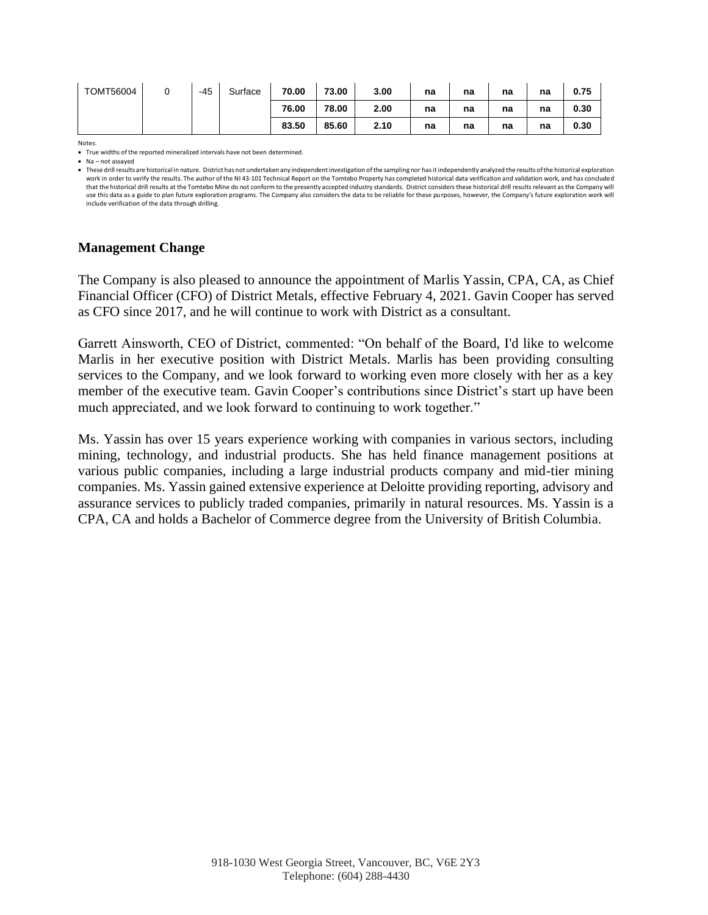| TOMT56004 | 0 | -45 | Surface | **70.00** | **73.00** | **3.00** | **na** | **na** | **na** | **na** | **0.75** |
|---|---|---|---|---|---|---|---|---|---|---|---|
| | | | | **76.00** | **78.00** | **2.00** | **na** | **na** | **na** | **na** | **0.30** |
| | | | | **83.50** | **85.60** | **2.10** | **na** | **na** | **na** | **na** | **0.30** |

Notes:

- True widths of the reported mineralized intervals have not been determined.
- Na – not assayed
- These drill results are historical in nature. District has not undertaken any independent investigation of the sampling nor has it independently analyzed the results of the historical exploration work in order to verify the results. The author of the NI 43-101 Technical Report on the Tomtebo Property has completed historical data verification and validation work, and has concluded that the historical drill results at the Tomtebo Mine do not conform to the presently accepted industry standards. District considers these historical drill results relevant as the Company will use this data as a guide to plan future exploration programs. The Company also considers the data to be reliable for these purposes, however, the Company's future exploration work will include verification of the data through drilling.

## Management Change

The Company is also pleased to announce the appointment of Marlis Yassin, CPA, CA, as Chief Financial Officer (CFO) of District Metals, effective February 4, 2021. Gavin Cooper has served as CFO since 2017, and he will continue to work with District as a consultant.

Garrett Ainsworth, CEO of District, commented: "On behalf of the Board, I'd like to welcome Marlis in her executive position with District Metals. Marlis has been providing consulting services to the Company, and we look forward to working even more closely with her as a key member of the executive team. Gavin Cooper's contributions since District's start up have been much appreciated, and we look forward to continuing to work together."

Ms. Yassin has over 15 years experience working with companies in various sectors, including mining, technology, and industrial products. She has held finance management positions at various public companies, including a large industrial products company and mid-tier mining companies. Ms. Yassin gained extensive experience at Deloitte providing reporting, advisory and assurance services to publicly traded companies, primarily in natural resources. Ms. Yassin is a CPA, CA and holds a Bachelor of Commerce degree from the University of British Columbia.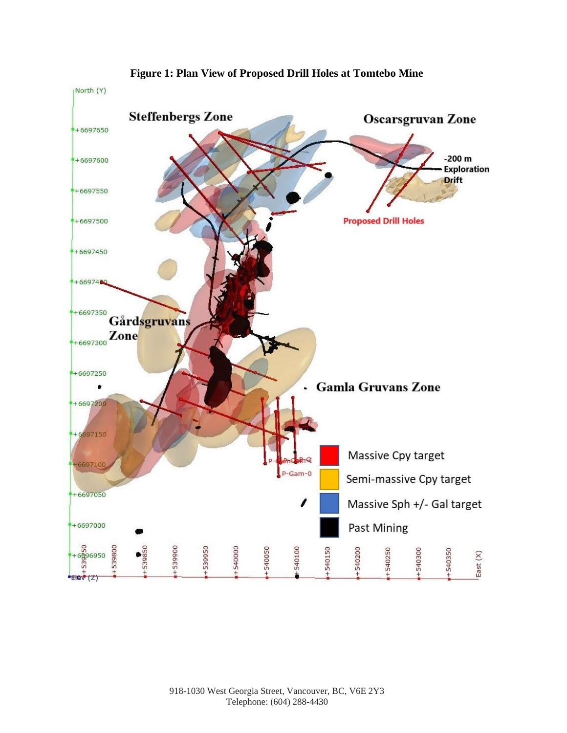**Figure 1: Plan View of Proposed Drill Holes at Tomtebo Mine**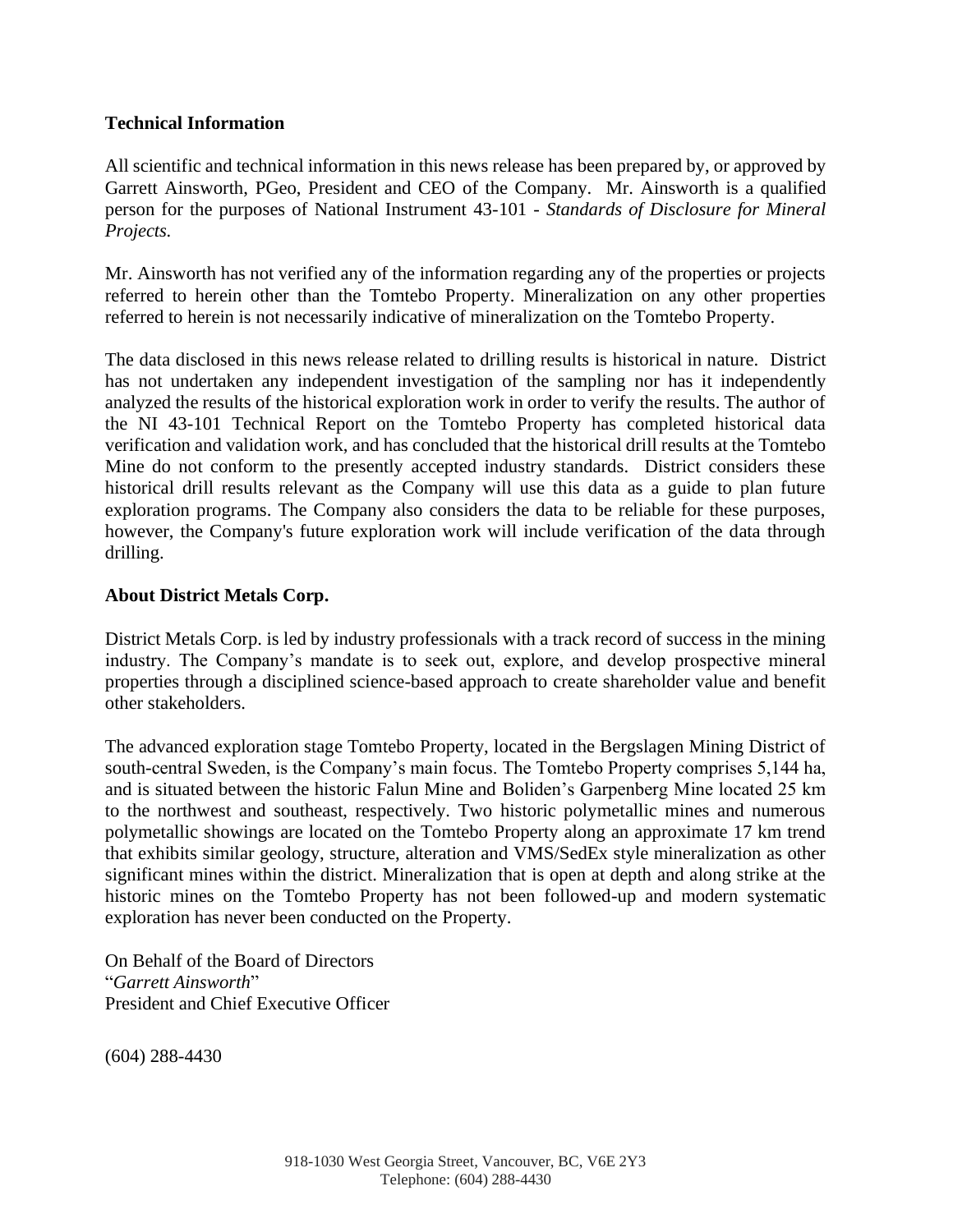**Technical Information**

All scientific and technical information in this news release has been prepared by, or approved by Garrett Ainsworth, PGeo, President and CEO of the Company. Mr. Ainsworth is a qualified person for the purposes of National Instrument 43-101 - *Standards of Disclosure for Mineral Projects.*

Mr. Ainsworth has not verified any of the information regarding any of the properties or projects referred to herein other than the Tomtebo Property. Mineralization on any other properties referred to herein is not necessarily indicative of mineralization on the Tomtebo Property.

The data disclosed in this news release related to drilling results is historical in nature. District has not undertaken any independent investigation of the sampling nor has it independently analyzed the results of the historical exploration work in order to verify the results. The author of the NI 43-101 Technical Report on the Tomtebo Property has completed historical data verification and validation work, and has concluded that the historical drill results at the Tomtebo Mine do not conform to the presently accepted industry standards. District considers these historical drill results relevant as the Company will use this data as a guide to plan future exploration programs. The Company also considers the data to be reliable for these purposes, however, the Company's future exploration work will include verification of the data through drilling.

**About District Metals Corp.**

District Metals Corp. is led by industry professionals with a track record of success in the mining industry. The Company's mandate is to seek out, explore, and develop prospective mineral properties through a disciplined science-based approach to create shareholder value and benefit other stakeholders.

The advanced exploration stage Tomtebo Property, located in the Bergslagen Mining District of south-central Sweden, is the Company's main focus. The Tomtebo Property comprises 5,144 ha, and is situated between the historic Falun Mine and Boliden's Garpenberg Mine located 25 km to the northwest and southeast, respectively. Two historic polymetallic mines and numerous polymetallic showings are located on the Tomtebo Property along an approximate 17 km trend that exhibits similar geology, structure, alteration and VMS/SedEx style mineralization as other significant mines within the district. Mineralization that is open at depth and along strike at the historic mines on the Tomtebo Property has not been followed-up and modern systematic exploration has never been conducted on the Property.

On Behalf of the Board of Directors
"*Garrett Ainsworth*"
President and Chief Executive Officer

(604) 288-4430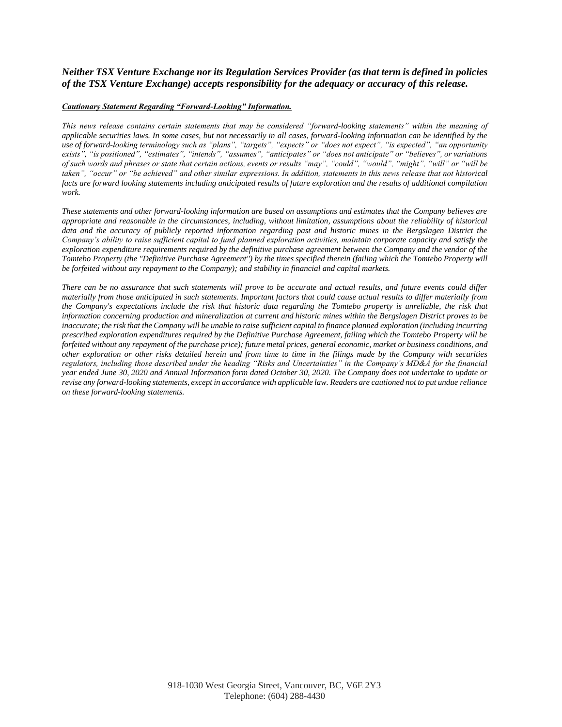***Neither TSX Venture Exchange nor its Regulation Services Provider (as that term is defined in policies of the TSX Venture Exchange) accepts responsibility for the adequacy or accuracy of this release.***

***Cautionary Statement Regarding "Forward-Looking" Information.***

*This news release contains certain statements that may be considered "forward-looking statements" within the meaning of applicable securities laws. In some cases, but not necessarily in all cases, forward-looking information can be identified by the use of forward-looking terminology such as "plans", "targets", "expects" or "does not expect", "is expected", "an opportunity exists", "is positioned", "estimates", "intends", "assumes", "anticipates" or "does not anticipate" or "believes", or variations of such words and phrases or state that certain actions, events or results "may", "could", "would", "might", "will" or "will be taken", "occur" or "be achieved" and other similar expressions. In addition, statements in this news release that not historical facts are forward looking statements including anticipated results of future exploration and the results of additional compilation work.*

*These statements and other forward-looking information are based on assumptions and estimates that the Company believes are appropriate and reasonable in the circumstances, including, without limitation, assumptions about the reliability of historical data and the accuracy of publicly reported information regarding past and historic mines in the Bergslagen District the Company's ability to raise sufficient capital to fund planned exploration activities, maintain corporate capacity and satisfy the exploration expenditure requirements required by the definitive purchase agreement between the Company and the vendor of the Tomtebo Property (the "Definitive Purchase Agreement") by the times specified therein (failing which the Tomtebo Property will be forfeited without any repayment to the Company); and stability in financial and capital markets.*

*There can be no assurance that such statements will prove to be accurate and actual results, and future events could differ materially from those anticipated in such statements. Important factors that could cause actual results to differ materially from the Company's expectations include the risk that historic data regarding the Tomtebo property is unreliable, the risk that information concerning production and mineralization at current and historic mines within the Bergslagen District proves to be inaccurate; the risk that the Company will be unable to raise sufficient capital to finance planned exploration (including incurring prescribed exploration expenditures required by the Definitive Purchase Agreement, failing which the Tomtebo Property will be forfeited without any repayment of the purchase price); future metal prices, general economic, market or business conditions, and other exploration or other risks detailed herein and from time to time in the filings made by the Company with securities regulators, including those described under the heading "Risks and Uncertainties" in the Company's MD&A for the financial year ended June 30, 2020 and Annual Information form dated October 30, 2020. The Company does not undertake to update or revise any forward-looking statements, except in accordance with applicable law. Readers are cautioned not to put undue reliance on these forward-looking statements.*

918-1030 West Georgia Street, Vancouver, BC, V6E 2Y3
Telephone: (604) 288-4430